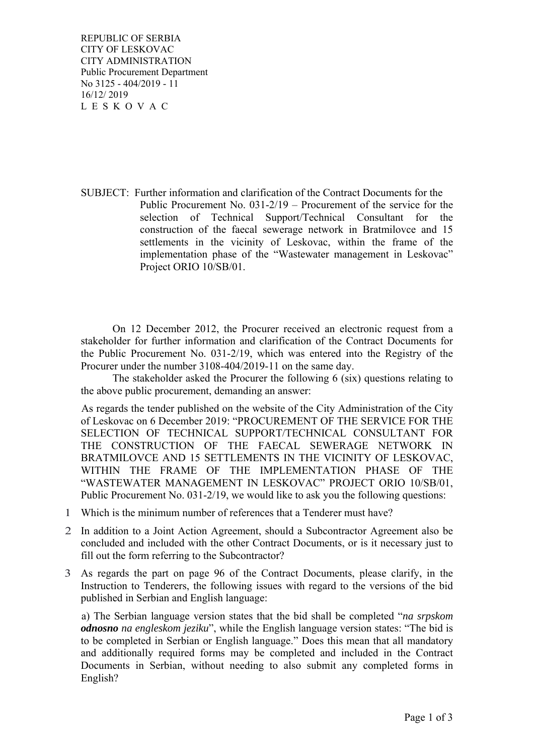REPUBLIC OF SERBIA
CITY OF LESKOVAC
CITY ADMINISTRATION
Public Procurement Department
No 3125 - 404/2019 - 11
16/12/ 2019
L E S K O V A C

SUBJECT: Further information and clarification of the Contract Documents for the Public Procurement No. 031-2/19 – Procurement of the service for the selection of Technical Support/Technical Consultant for the construction of the faecal sewerage network in Bratmilovce and 15 settlements in the vicinity of Leskovac, within the frame of the implementation phase of the "Wastewater management in Leskovac" Project ORIO 10/SB/01.

On 12 December 2012, the Procurer received an electronic request from a stakeholder for further information and clarification of the Contract Documents for the Public Procurement No. 031-2/19, which was entered into the Registry of the Procurer under the number 3108-404/2019-11 on the same day.

The stakeholder asked the Procurer the following 6 (six) questions relating to the above public procurement, demanding an answer:

As regards the tender published on the website of the City Administration of the City of Leskovac on 6 December 2019: "PROCUREMENT OF THE SERVICE FOR THE SELECTION OF TECHNICAL SUPPORT/TECHNICAL CONSULTANT FOR THE CONSTRUCTION OF THE FAECAL SEWERAGE NETWORK IN BRATMILOVCE AND 15 SETTLEMENTS IN THE VICINITY OF LESKOVAC, WITHIN THE FRAME OF THE IMPLEMENTATION PHASE OF THE "WASTEWATER MANAGEMENT IN LESKOVAC" PROJECT ORIO 10/SB/01, Public Procurement No. 031-2/19, we would like to ask you the following questions:

1. Which is the minimum number of references that a Tenderer must have?
2. In addition to a Joint Action Agreement, should a Subcontractor Agreement also be concluded and included with the other Contract Documents, or is it necessary just to fill out the form referring to the Subcontractor?
3. As regards the part on page 96 of the Contract Documents, please clarify, in the Instruction to Tenderers, the following issues with regard to the versions of the bid published in Serbian and English language:

   a) The Serbian language version states that the bid shall be completed "*na srpskom **odnosno** na engleskom jeziku*", while the English language version states: "The bid is to be completed in Serbian or English language." Does this mean that all mandatory and additionally required forms may be completed and included in the Contract Documents in Serbian, without needing to also submit any completed forms in English?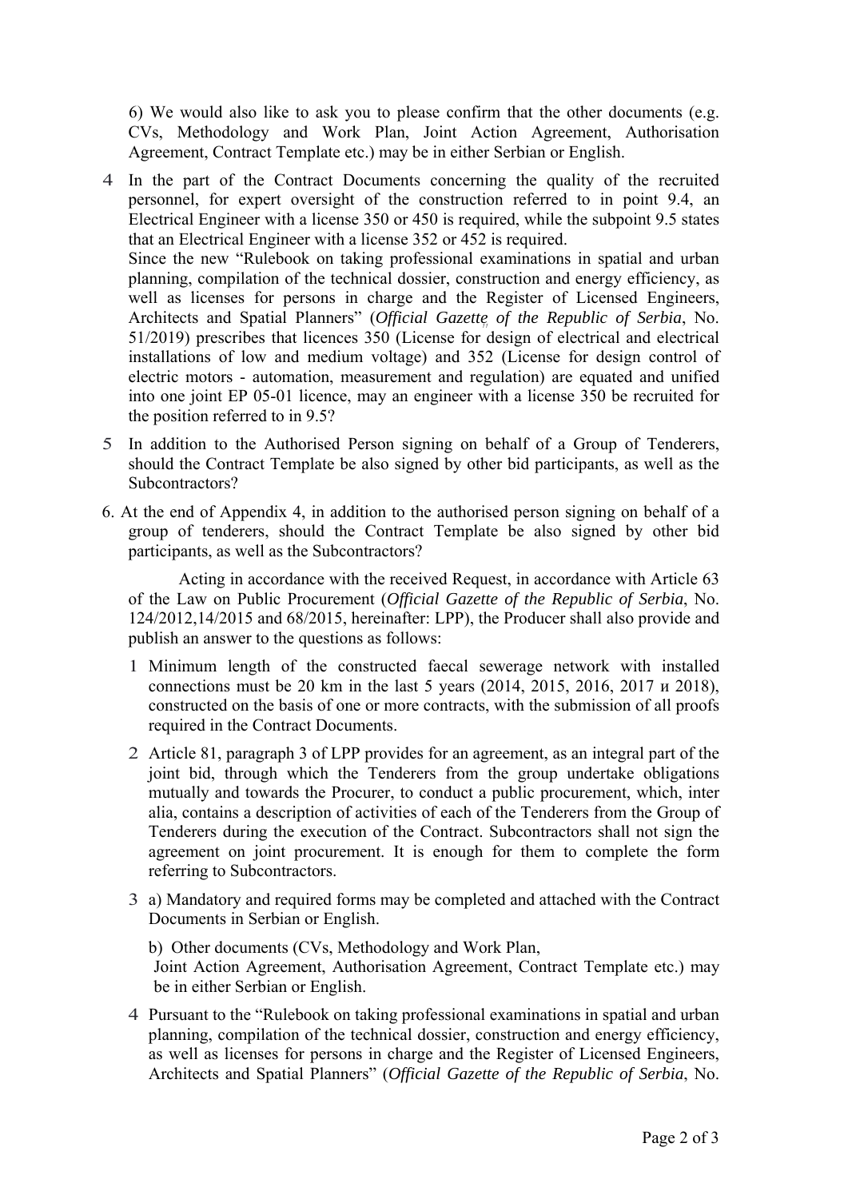6) We would also like to ask you to please confirm that the other documents (e.g. CVs, Methodology and Work Plan, Joint Action Agreement, Authorisation Agreement, Contract Template etc.) may be in either Serbian or English.

4 In the part of the Contract Documents concerning the quality of the recruited personnel, for expert oversight of the construction referred to in point 9.4, an Electrical Engineer with a license 350 or 450 is required, while the subpoint 9.5 states that an Electrical Engineer with a license 352 or 452 is required.
Since the new "Rulebook on taking professional examinations in spatial and urban planning, compilation of the technical dossier, construction and energy efficiency, as well as licenses for persons in charge and the Register of Licensed Engineers, Architects and Spatial Planners" (*Official Gazette of the Republic of Serbia*, No. 51/2019) prescribes that licences 350 (License for design of electrical and electrical installations of low and medium voltage) and 352 (License for design control of electric motors - automation, measurement and regulation) are equated and unified into one joint EP 05-01 licence, may an engineer with a license 350 be recruited for the position referred to in 9.5?

5 In addition to the Authorised Person signing on behalf of a Group of Tenderers, should the Contract Template be also signed by other bid participants, as well as the Subcontractors?

6. At the end of Appendix 4, in addition to the authorised person signing on behalf of a group of tenderers, should the Contract Template be also signed by other bid participants, as well as the Subcontractors?

Acting in accordance with the received Request, in accordance with Article 63 of the Law on Public Procurement (*Official Gazette of the Republic of Serbia*, No. 124/2012,14/2015 and 68/2015, hereinafter: LPP), the Producer shall also provide and publish an answer to the questions as follows:

1 Minimum length of the constructed faecal sewerage network with installed connections must be 20 km in the last 5 years (2014, 2015, 2016, 2017 и 2018), constructed on the basis of one or more contracts, with the submission of all proofs required in the Contract Documents.

2 Article 81, paragraph 3 of LPP provides for an agreement, as an integral part of the joint bid, through which the Tenderers from the group undertake obligations mutually and towards the Procurer, to conduct a public procurement, which, inter alia, contains a description of activities of each of the Tenderers from the Group of Tenderers during the execution of the Contract. Subcontractors shall not sign the agreement on joint procurement. It is enough for them to complete the form referring to Subcontractors.

3 a) Mandatory and required forms may be completed and attached with the Contract Documents in Serbian or English.

b) Other documents (CVs, Methodology and Work Plan, Joint Action Agreement, Authorisation Agreement, Contract Template etc.) may be in either Serbian or English.

4 Pursuant to the "Rulebook on taking professional examinations in spatial and urban planning, compilation of the technical dossier, construction and energy efficiency, as well as licenses for persons in charge and the Register of Licensed Engineers, Architects and Spatial Planners" (*Official Gazette of the Republic of Serbia*, No.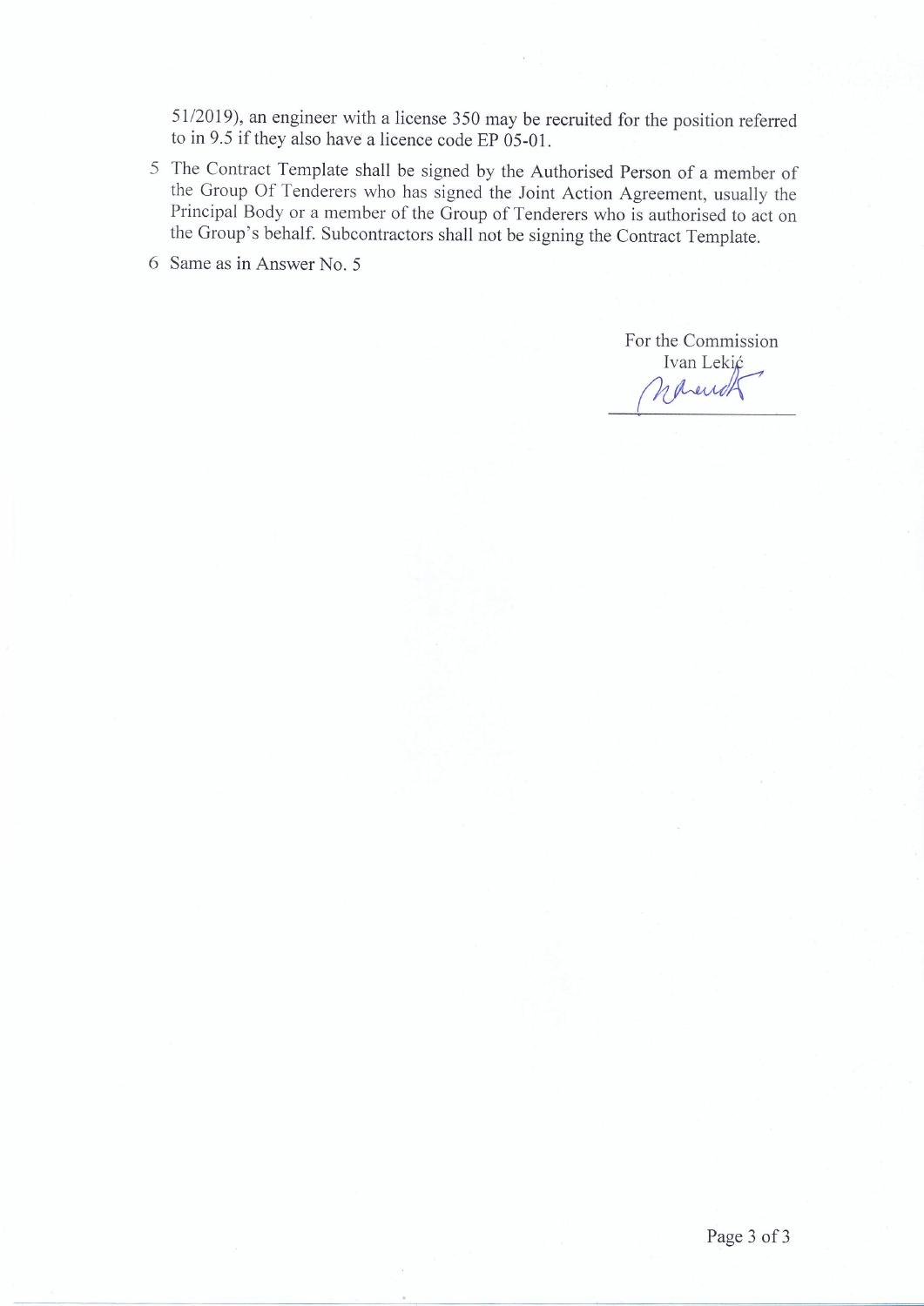51/2019), an engineer with a license 350 may be recruited for the position referred to in 9.5 if they also have a licence code EP 05-01.

5 The Contract Template shall be signed by the Authorised Person of a member of the Group Of Tenderers who has signed the Joint Action Agreement, usually the Principal Body or a member of the Group of Tenderers who is authorised to act on the Group's behalf. Subcontractors shall not be signing the Contract Template.

6 Same as in Answer No. 5

For the Commission
Ivan Lekić